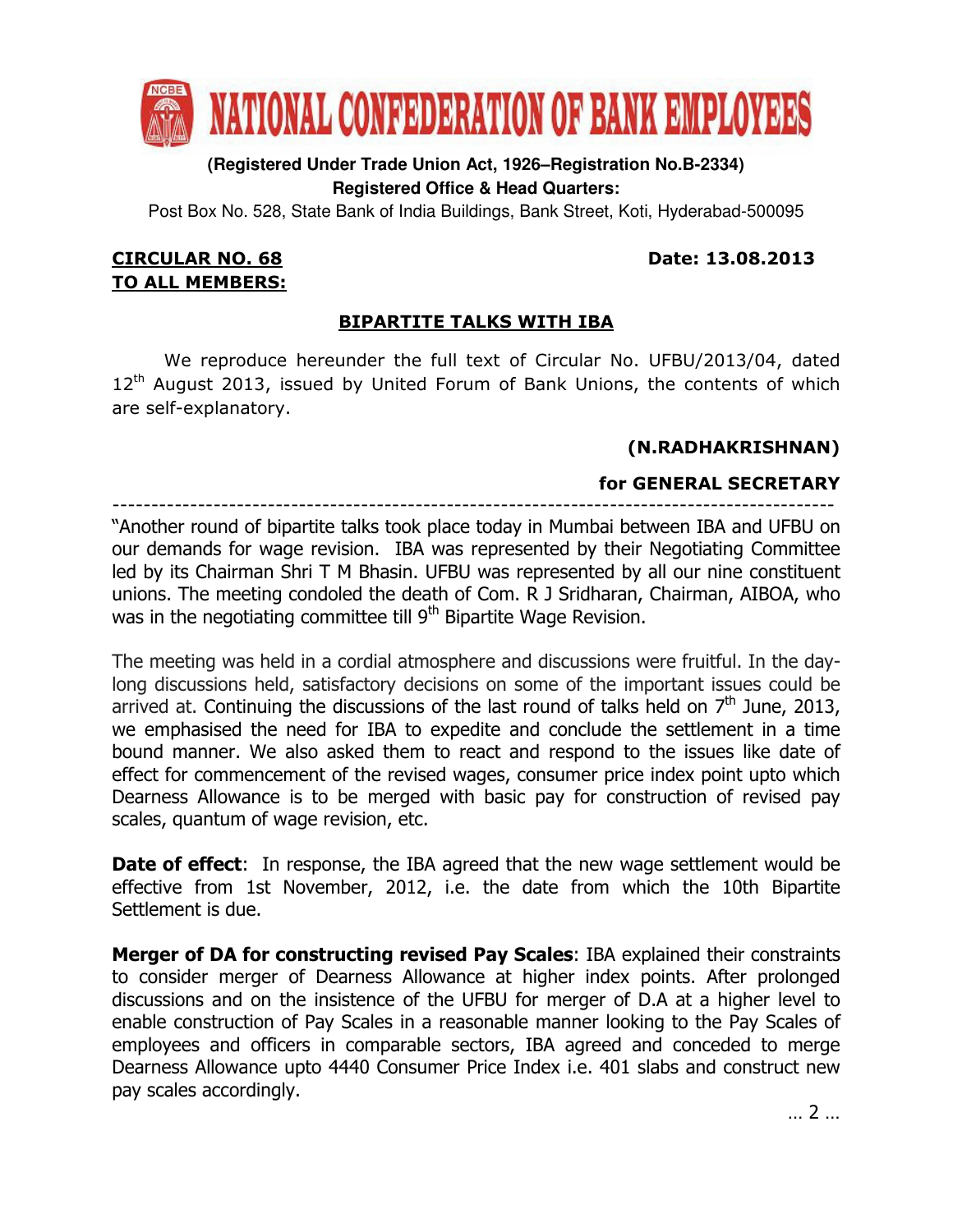# NATIONAL CONFEDERATION OF BANK EMPLOYEES

**(Registered Under Trade Union Act, 1926–Registration No.B-2334)**
**Registered Office & Head Quarters:**
Post Box No. 528, State Bank of India Buildings, Bank Street, Koti, Hyderabad-500095

**CIRCULAR NO. 68** **Date: 13.08.2013**
**TO ALL MEMBERS:**

## BIPARTITE TALKS WITH IBA

We reproduce hereunder the full text of Circular No. UFBU/2013/04, dated 12th August 2013, issued by United Forum of Bank Unions, the contents of which are self-explanatory.

**(N.RADHAKRISHNAN)**

**for GENERAL SECRETARY**

---

"Another round of bipartite talks took place today in Mumbai between IBA and UFBU on our demands for wage revision. IBA was represented by their Negotiating Committee led by its Chairman Shri T M Bhasin. UFBU was represented by all our nine constituent unions. The meeting condoled the death of Com. R J Sridharan, Chairman, AIBOA, who was in the negotiating committee till 9th Bipartite Wage Revision.

The meeting was held in a cordial atmosphere and discussions were fruitful. In the day-long discussions held, satisfactory decisions on some of the important issues could be arrived at. Continuing the discussions of the last round of talks held on 7th June, 2013, we emphasised the need for IBA to expedite and conclude the settlement in a time bound manner. We also asked them to react and respond to the issues like date of effect for commencement of the revised wages, consumer price index point upto which Dearness Allowance is to be merged with basic pay for construction of revised pay scales, quantum of wage revision, etc.

**Date of effect**: In response, the IBA agreed that the new wage settlement would be effective from 1st November, 2012, i.e. the date from which the 10th Bipartite Settlement is due.

**Merger of DA for constructing revised Pay Scales**: IBA explained their constraints to consider merger of Dearness Allowance at higher index points. After prolonged discussions and on the insistence of the UFBU for merger of D.A at a higher level to enable construction of Pay Scales in a reasonable manner looking to the Pay Scales of employees and officers in comparable sectors, IBA agreed and conceded to merge Dearness Allowance upto 4440 Consumer Price Index i.e. 401 slabs and construct new pay scales accordingly.

... 2 ...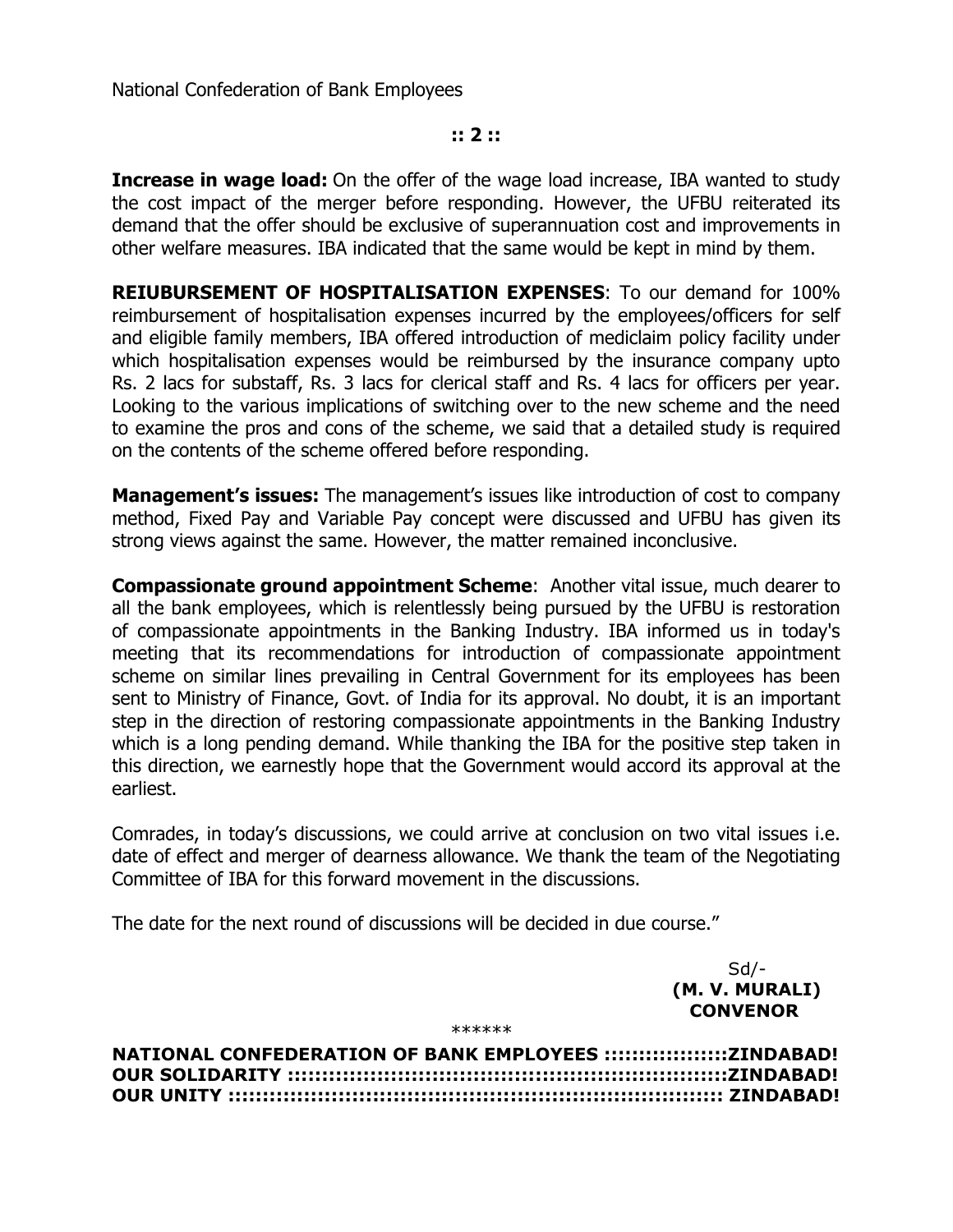**Increase in wage load:** On the offer of the wage load increase, IBA wanted to study the cost impact of the merger before responding. However, the UFBU reiterated its demand that the offer should be exclusive of superannuation cost and improvements in other welfare measures. IBA indicated that the same would be kept in mind by them.

**REIUBURSEMENT OF HOSPITALISATION EXPENSES**: To our demand for 100% reimbursement of hospitalisation expenses incurred by the employees/officers for self and eligible family members, IBA offered introduction of mediclaim policy facility under which hospitalisation expenses would be reimbursed by the insurance company upto Rs. 2 lacs for substaff, Rs. 3 lacs for clerical staff and Rs. 4 lacs for officers per year. Looking to the various implications of switching over to the new scheme and the need to examine the pros and cons of the scheme, we said that a detailed study is required on the contents of the scheme offered before responding.

**Management's issues:** The management's issues like introduction of cost to company method, Fixed Pay and Variable Pay concept were discussed and UFBU has given its strong views against the same. However, the matter remained inconclusive.

**Compassionate ground appointment Scheme**: Another vital issue, much dearer to all the bank employees, which is relentlessly being pursued by the UFBU is restoration of compassionate appointments in the Banking Industry. IBA informed us in today's meeting that its recommendations for introduction of compassionate appointment scheme on similar lines prevailing in Central Government for its employees has been sent to Ministry of Finance, Govt. of India for its approval. No doubt, it is an important step in the direction of restoring compassionate appointments in the Banking Industry which is a long pending demand. While thanking the IBA for the positive step taken in this direction, we earnestly hope that the Government would accord its approval at the earliest.

Comrades, in today's discussions, we could arrive at conclusion on two vital issues i.e. date of effect and merger of dearness allowance. We thank the team of the Negotiating Committee of IBA for this forward movement in the discussions.

The date for the next round of discussions will be decided in due course."

Sd/-
**(M. V. MURALI)**
**CONVENOR**

******

**NATIONAL CONFEDERATION OF BANK EMPLOYEES :::::::::::::::::ZINDABAD!**
**OUR SOLIDARITY :::::::::::::::::::::::::::::::::::::::::::::::::::::::::::ZINDABAD!**
**OUR UNITY :::::::::::::::::::::::::::::::::::::::::::::::::::::::::::::::::: ZINDABAD!**